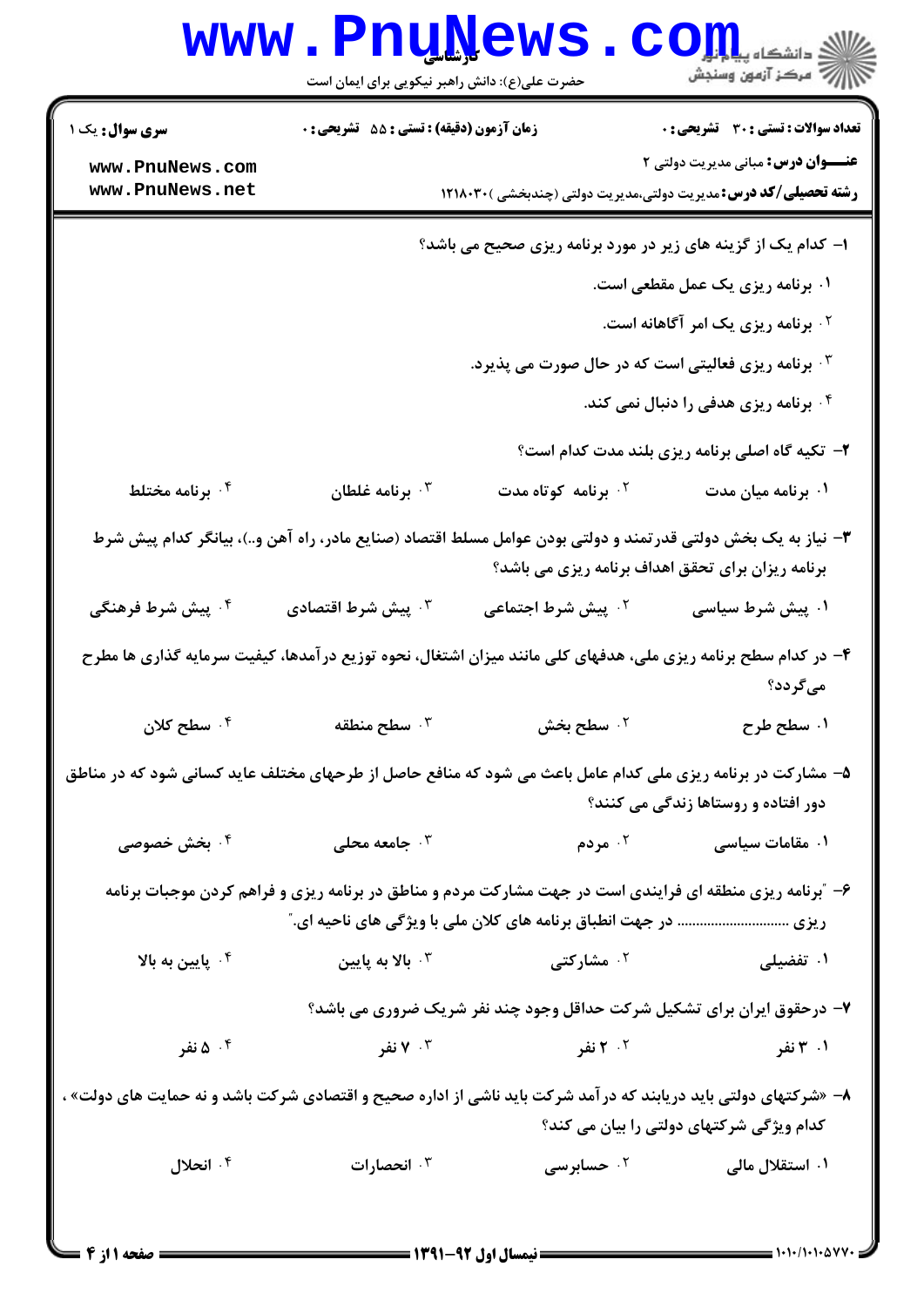کارشناسی

حضرت علی(ع): دانش راهبر نیکویی برای ایمان است

**سری سوال:** یک ۱

**زمان آزمون (دقیقه) : تستی : ۵۵ تشریحی : ۰**

**تعداد سوالات : تستی : ۳۰ تشریحی : ۰**

**عنـــوان درس:** مبانی مدیریت دولتی ۲

**رشته تحصیلی/کد درس:** مدیریت دولتی،مدیریت دولتی (چندبخشی )۱۲۱۸۰۳۰

**۱- کدام یک از گزینه های زیر در مورد برنامه ریزی صحیح می باشد؟**

۱. برنامه ریزی یک عمل مقطعی است.

۲. برنامه ریزی یک امر آگاهانه است.

۳. برنامه ریزی فعالیتی است که در حال صورت می پذیرد.

۴. برنامه ریزی هدفی را دنبال نمی کند.

**۲- تکیه گاه اصلی برنامه ریزی بلند مدت کدام است؟**

۱. برنامه میان مدت
۲. برنامه کوتاه مدت
۳. برنامه غلطان
۴. برنامه مختلط

**۳- نیاز به یک بخش دولتی قدرتمند و دولتی بودن عوامل مسلط اقتصاد (صنایع مادر، راه آهن و..)، بیانگر کدام پیش شرط برنامه ریزان برای تحقق اهداف برنامه ریزی می باشد؟**

۱. پیش شرط سیاسی
۲. پیش شرط اجتماعی
۳. پیش شرط اقتصادی
۴. پیش شرط فرهنگی

**۴- در کدام سطح برنامه ریزی ملی، هدفهای کلی مانند میزان اشتغال، نحوه توزیع درآمدها، کیفیت سرمایه گذاری ها مطرح می‌گردد؟**

۱. سطح طرح
۲. سطح بخش
۳. سطح منطقه
۴. سطح کلان

**۵- مشارکت در برنامه ریزی ملی کدام عامل باعث می شود که منافع حاصل از طرحهای مختلف عاید کسانی شود که در مناطق دور افتاده و روستاها زندگی می کنند؟**

۱. مقامات سیاسی
۲. مردم
۳. جامعه محلی
۴. بخش خصوصی

**۶- "برنامه ریزی منطقه ای فرایندی است در جهت مشارکت مردم و مناطق در برنامه ریزی و فراهم کردن موجبات برنامه ریزی ............................ در جهت انطباق برنامه های کلان ملی با ویژگی های ناحیه ای."**

۱. تفضیلی
۲. مشارکتی
۳. بالا به پایین
۴. پایین به بالا

**۷- درحقوق ایران برای تشکیل شرکت حداقل وجود چند نفر شریک ضروری می باشد؟**

۱. ۳ نفر
۲. ۲ نفر
۳. ۷ نفر
۴. ۵ نفر

**۸- «شرکتهای دولتی باید دریابند که درآمد شرکت باید ناشی از اداره صحیح و اقتصادی شرکت باشد و نه حمایت های دولت» ، کدام ویژگی شرکتهای دولتی را بیان می کند؟**

۱. استقلال مالی
۲. حسابرسی
۳. انحصارات
۴. انحلال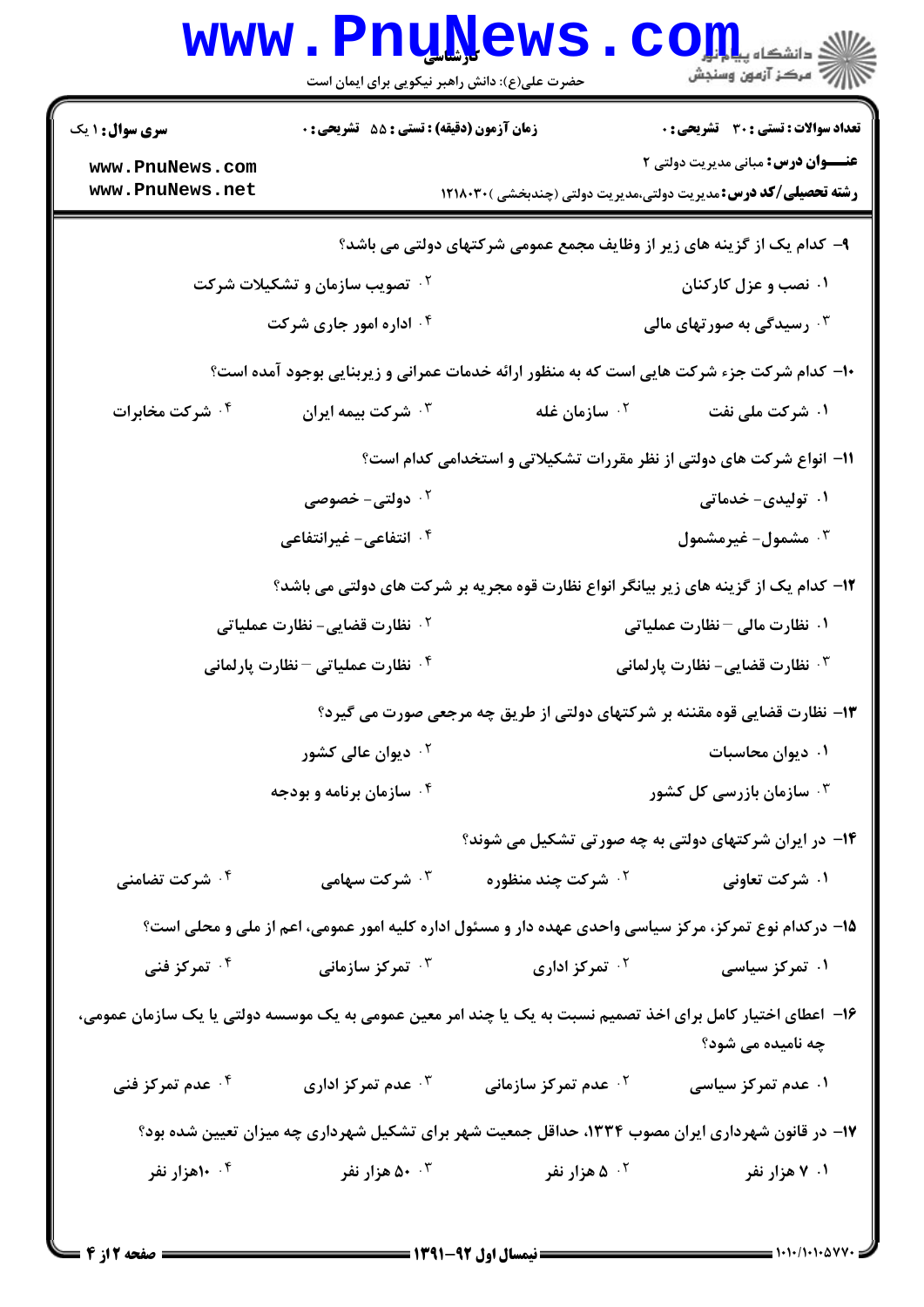۹- کدام یک از گزینه های زیر از وظایف مجمع عمومی شرکتهای دولتی می باشد؟

۱. نصب و عزل کارکنان
۲. تصویب سازمان و تشکیلات شرکت
۳. رسیدگی به صورتهای مالی
۴. اداره امور جاری شرکت

۱۰- کدام شرکت جزء شرکت هایی است که به منظور ارائه خدمات عمرانی و زیربنایی بوجود آمده است؟

۱. شرکت ملی نفت
۲. سازمان غله
۳. شرکت بیمه ایران
۴. شرکت مخابرات

۱۱- انواع شرکت های دولتی از نظر مقررات تشکیلاتی و استخدامی کدام است؟

۱. تولیدی- خدماتی
۲. دولتی- خصوصی
۳. مشمول- غیرمشمول
۴. انتفاعی- غیرانتفاعی

۱۲- کدام یک از گزینه های زیر بیانگر انواع نظارت قوه مجریه بر شرکت های دولتی می باشد؟

۱. نظارت مالی – نظارت عملیاتی
۲. نظارت قضایی- نظارت عملیاتی
۳. نظارت قضایی- نظارت پارلمانی
۴. نظارت عملیاتی – نظارت پارلمانی

۱۳- نظارت قضایی قوه مقننه بر شرکتهای دولتی از طریق چه مرجعی صورت می گیرد؟

۱. دیوان محاسبات
۲. دیوان عالی کشور
۳. سازمان بازرسی کل کشور
۴. سازمان برنامه و بودجه

۱۴- در ایران شرکتهای دولتی به چه صورتی تشکیل می شوند؟

۱. شرکت تعاونی
۲. شرکت چند منظوره
۳. شرکت سهامی
۴. شرکت تضامنی

۱۵- درکدام نوع تمرکز، مرکز سیاسی واحدی عهده دار و مسئول اداره کلیه امور عمومی، اعم از ملی و محلی است؟

۱. تمرکز سیاسی
۲. تمرکز اداری
۳. تمرکز سازمانی
۴. تمرکز فنی

۱۶- اعطای اختیار کامل برای اخذ تصمیم نسبت به یک یا چند امر معین عمومی به یک موسسه دولتی یا یک سازمان عمومی، چه نامیده می شود؟

۱. عدم تمرکز سیاسی
۲. عدم تمرکز سازمانی
۳. عدم تمرکز اداری
۴. عدم تمرکز فنی

۱۷- در قانون شهرداری ایران مصوب ۱۳۳۴، حداقل جمعیت شهر برای تشکیل شهرداری چه میزان تعیین شده بود؟

۱. ۷ هزار نفر
۲. ۵ هزار نفر
۳. ۵۰ هزار نفر
۴. ۱۰هزار نفر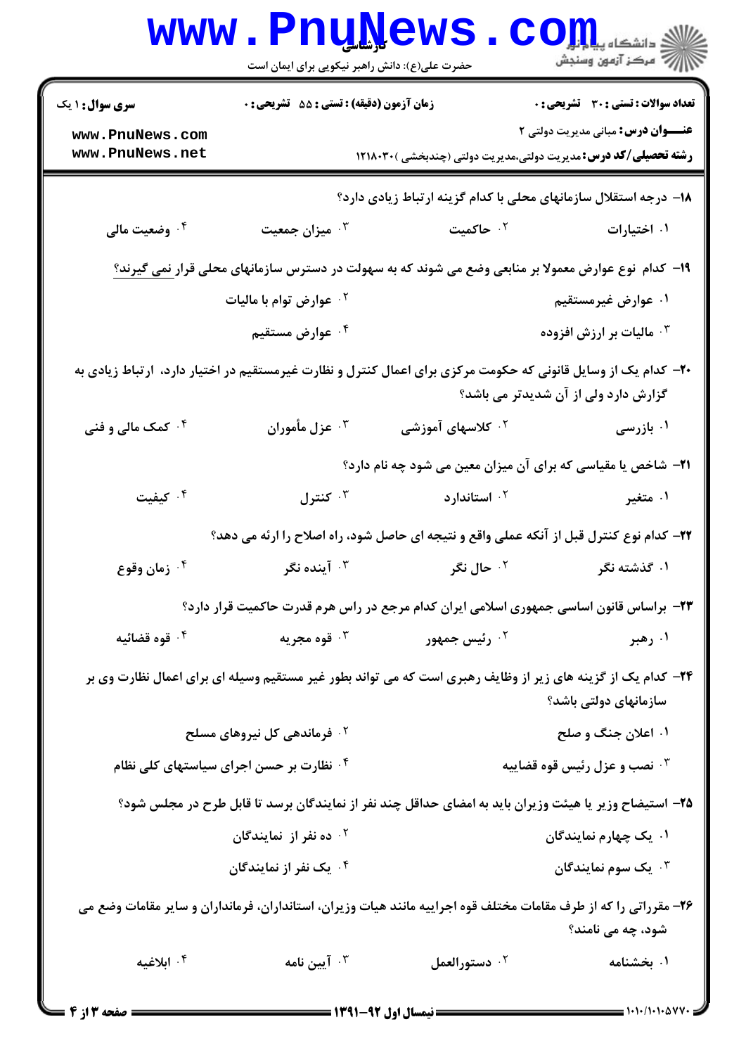۱۸- درجه استقلال سازمانهای محلی با کدام گزینه ارتباط زیادی دارد؟

۱. اختیارات
۲. حاکمیت
۳. میزان جمعیت
۴. وضعیت مالی

۱۹- کدام نوع عوارض معمولا بر منابعی وضع می شوند که به سهولت در دسترس سازمانهای محلی قرار نمی گیرند؟

۱. عوارض غیرمستقیم
۲. عوارض توام با مالیات
۳. مالیات بر ارزش افزوده
۴. عوارض مستقیم

۲۰- کدام یک از وسایل قانونی که حکومت مرکزی برای اعمال کنترل و نظارت غیرمستقیم در اختیار دارد، ارتباط زیادی به گزارش دارد ولی از آن شدیدتر می باشد؟

۱. بازرسی
۲. کلاسهای آموزشی
۳. عزل مأموران
۴. کمک مالی و فنی

۲۱- شاخص یا مقیاسی که برای آن میزان معین می شود چه نام دارد؟

۱. متغیر
۲. استاندارد
۳. کنترل
۴. کیفیت

۲۲- کدام نوع کنترل قبل از آنکه عملی واقع و نتیجه ای حاصل شود، راه اصلاح را ارئه می دهد؟

۱. گذشته نگر
۲. حال نگر
۳. آینده نگر
۴. زمان وقوع

۲۳- براساس قانون اساسی جمهوری اسلامی ایران کدام مرجع در راس هرم قدرت حاکمیت قرار دارد؟

۱. رهبر
۲. رئیس جمهور
۳. قوه مجریه
۴. قوه قضائیه

۲۴- کدام یک از گزینه های زیر از وظایف رهبری است که می تواند بطور غیر مستقیم وسیله ای برای اعمال نظارت وی بر سازمانهای دولتی باشد؟

۱. اعلان جنگ و صلح
۲. فرماندهی کل نیروهای مسلح
۳. نصب و عزل رئیس قوه قضاییه
۴. نظارت بر حسن اجرای سیاستهای کلی نظام

۲۵- استیضاح وزیر یا هیئت وزیران باید به امضای حداقل چند نفر از نمایندگان برسد تا قابل طرح در مجلس شود؟

۱. یک چهارم نمایندگان
۲. ده نفر از نمایندگان
۳. یک سوم نمایندگان
۴. یک نفر از نمایندگان

۲۶- مقرراتی را که از طرف مقامات مختلف قوه اجراییه مانند هیات وزیران، استانداران، فرمانداران و سایر مقامات وضع می شود، چه می نامند؟

۱. بخشنامه
۲. دستورالعمل
۳. آیین نامه
۴. ابلاغیه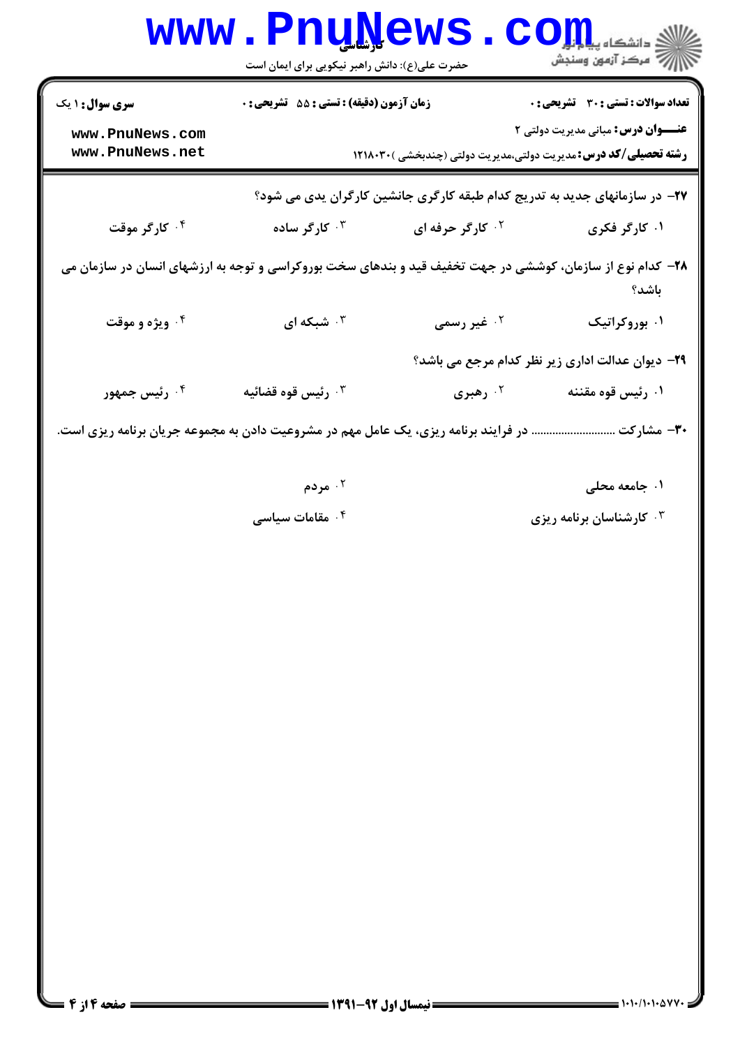**۲۷-** در سازمانهای جدید به تدریج کدام طبقه کارگری جانشین کارگران یدی می شود؟

۱. کارگر فکری
۲. کارگر حرفه ای
۳. کارگر ساده
۴. کارگر موقت

**۲۸-** کدام نوع از سازمان، کوششی در جهت تخفیف قید و بندهای سخت بوروکراسی و توجه به ارزشهای انسان در سازمان می باشد؟

۱. بوروکراتیک
۲. غیر رسمی
۳. شبکه ای
۴. ویژه و موقت

**۲۹-** دیوان عدالت اداری زیر نظر کدام مرجع می باشد؟

۱. رئیس قوه مقننه
۲. رهبری
۳. رئیس قوه قضائیه
۴. رئیس جمهور

**۳۰-** مشارکت ............................ در فرایند برنامه ریزی، یک عامل مهم در مشروعیت دادن به مجموعه جریان برنامه ریزی است.

۱. جامعه محلی
۲. مردم
۳. کارشناسان برنامه ریزی
۴. مقامات سیاسی